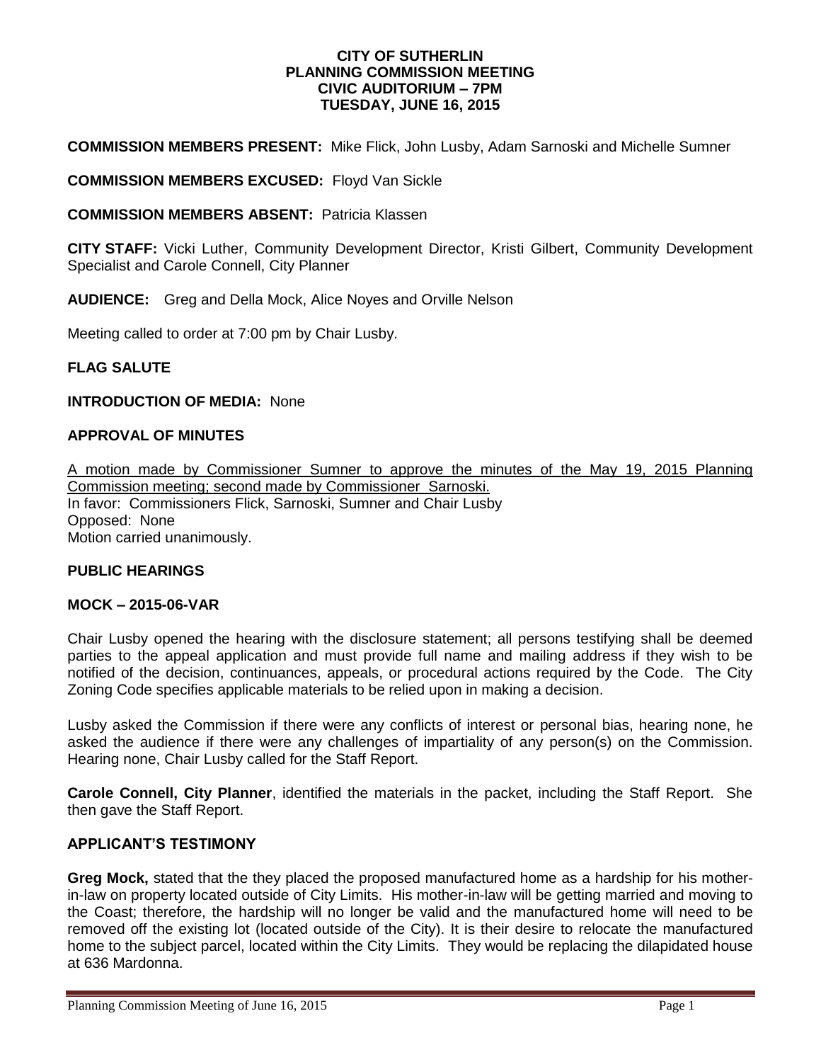**CITY OF SUTHERLIN**
**PLANNING COMMISSION MEETING**
**CIVIC AUDITORIUM – 7PM**
**TUESDAY, JUNE 16, 2015**

**COMMISSION MEMBERS PRESENT:** Mike Flick, John Lusby, Adam Sarnoski and Michelle Sumner

**COMMISSION MEMBERS EXCUSED:** Floyd Van Sickle

**COMMISSION MEMBERS ABSENT:** Patricia Klassen

**CITY STAFF:** Vicki Luther, Community Development Director, Kristi Gilbert, Community Development Specialist and Carole Connell, City Planner

**AUDIENCE:** Greg and Della Mock, Alice Noyes and Orville Nelson

Meeting called to order at 7:00 pm by Chair Lusby.

**FLAG SALUTE**

**INTRODUCTION OF MEDIA:** None

**APPROVAL OF MINUTES**

A motion made by Commissioner Sumner to approve the minutes of the May 19, 2015 Planning Commission meeting; second made by Commissioner Sarnoski.
In favor: Commissioners Flick, Sarnoski, Sumner and Chair Lusby
Opposed: None
Motion carried unanimously.

**PUBLIC HEARINGS**

**MOCK – 2015-06-VAR**

Chair Lusby opened the hearing with the disclosure statement; all persons testifying shall be deemed parties to the appeal application and must provide full name and mailing address if they wish to be notified of the decision, continuances, appeals, or procedural actions required by the Code. The City Zoning Code specifies applicable materials to be relied upon in making a decision.

Lusby asked the Commission if there were any conflicts of interest or personal bias, hearing none, he asked the audience if there were any challenges of impartiality of any person(s) on the Commission. Hearing none, Chair Lusby called for the Staff Report.

**Carole Connell, City Planner**, identified the materials in the packet, including the Staff Report. She then gave the Staff Report.

**APPLICANT'S TESTIMONY**

**Greg Mock,** stated that the they placed the proposed manufactured home as a hardship for his mother-in-law on property located outside of City Limits. His mother-in-law will be getting married and moving to the Coast; therefore, the hardship will no longer be valid and the manufactured home will need to be removed off the existing lot (located outside of the City). It is their desire to relocate the manufactured home to the subject parcel, located within the City Limits. They would be replacing the dilapidated house at 636 Mardonna.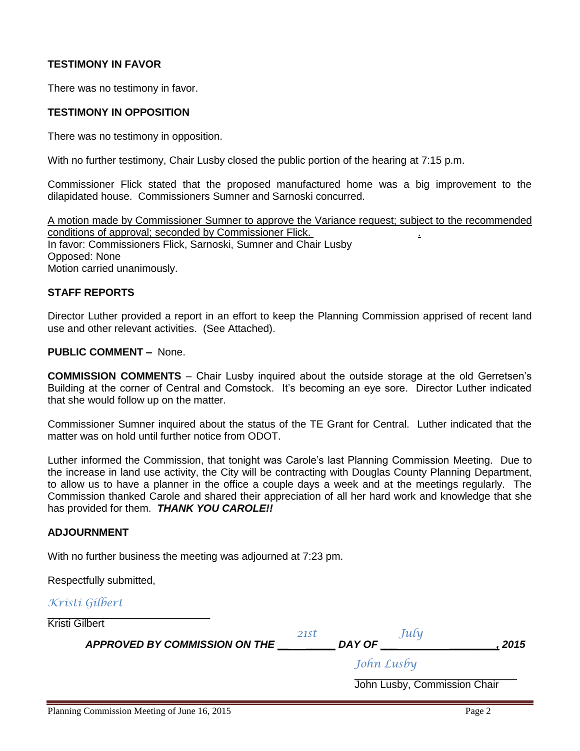**TESTIMONY IN FAVOR**

There was no testimony in favor.

**TESTIMONY IN OPPOSITION**

There was no testimony in opposition.

With no further testimony, Chair Lusby closed the public portion of the hearing at 7:15 p.m.

Commissioner Flick stated that the proposed manufactured home was a big improvement to the dilapidated house. Commissioners Sumner and Sarnoski concurred.

A motion made by Commissioner Sumner to approve the Variance request; subject to the recommended conditions of approval; seconded by Commissioner Flick.
In favor: Commissioners Flick, Sarnoski, Sumner and Chair Lusby
Opposed: None
Motion carried unanimously.

**STAFF REPORTS**

Director Luther provided a report in an effort to keep the Planning Commission apprised of recent land use and other relevant activities. (See Attached).

**PUBLIC COMMENT –** None.

**COMMISSION COMMENTS** – Chair Lusby inquired about the outside storage at the old Gerretsen's Building at the corner of Central and Comstock. It's becoming an eye sore. Director Luther indicated that she would follow up on the matter.

Commissioner Sumner inquired about the status of the TE Grant for Central. Luther indicated that the matter was on hold until further notice from ODOT.

Luther informed the Commission, that tonight was Carole's last Planning Commission Meeting. Due to the increase in land use activity, the City will be contracting with Douglas County Planning Department, to allow us to have a planner in the office a couple days a week and at the meetings regularly. The Commission thanked Carole and shared their appreciation of all her hard work and knowledge that she has provided for them. ***THANK YOU CAROLE!!***

**ADJOURNMENT**

With no further business the meeting was adjourned at 7:23 pm.

Respectfully submitted,

*Kristi Gilbert*
Kristi Gilbert

***APPROVED BY COMMISSION ON THE*** *21st* ***DAY OF*** *July* ***, 2015***

*John Lusby*
John Lusby, Commission Chair